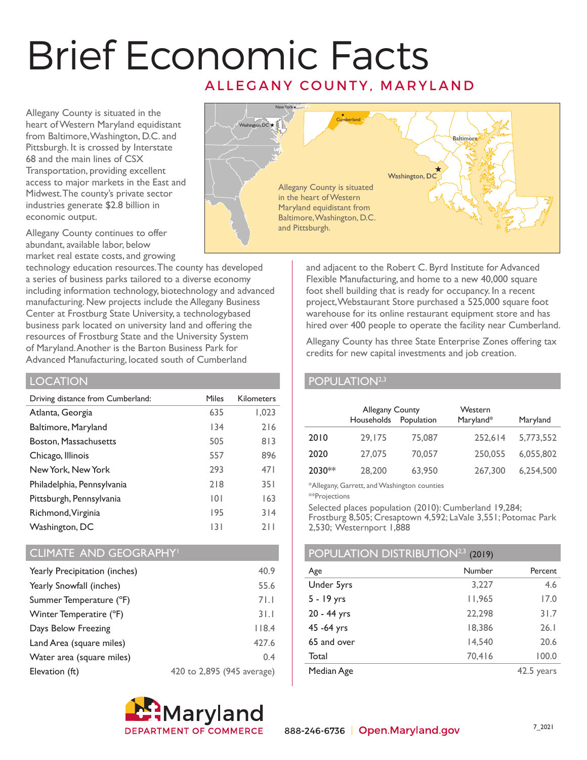# Brief Economic Facts

## ALLEGANY COUNTY, MARYLAND

Allegany County is situated in the heart of Western Maryland equidistant from Baltimore, Washington, D.C. and Pittsburgh. It is crossed by Interstate 68 and the main lines of CSX Transportation, providing excellent access to major markets in the East and Midwest. The county's private sector industries generate $2.8 billion in economic output.

Allegany County continues to offer abundant, available labor, below market real estate costs, and growing technology education resources. The county has developed a series of business parks tailored to a diverse economy including information technology, biotechnology and advanced manufacturing. New projects include the Allegany Business Center at Frostburg State University, a technologybased business park located on university land and offering the resources of Frostburg State and the University System of Maryland. Another is the Barton Business Park for Advanced Manufacturing, located south of Cumberland and adjacent to the Robert C. Byrd Institute for Advanced Flexible Manufacturing, and home to a new 40,000 square foot shell building that is ready for occupancy. In a recent project, Webstaurant Store purchased a 525,000 square foot warehouse for its online restaurant equipment store and has hired over 400 people to operate the facility near Cumberland.

Allegany County has three State Enterprise Zones offering tax credits for new capital investments and job creation.

Allegany County is situated in the heart of Western Maryland equidistant from Baltimore, Washington, D.C. and Pittsburgh.

## LOCATION

| Driving distance from Cumberland: | Miles | Kilometers |
|---|---|---|
| Atlanta, Georgia | 635 | 1,023 |
| Baltimore, Maryland | 134 | 216 |
| Boston, Massachusetts | 505 | 813 |
| Chicago, Illinois | 557 | 896 |
| New York, New York | 293 | 471 |
| Philadelphia, Pennsylvania | 218 | 351 |
| Pittsburgh, Pennsylvania | 101 | 163 |
| Richmond, Virginia | 195 | 314 |
| Washington, DC | 131 | 211 |

## CLIMATE AND GEOGRAPHY[1]

| | |
|---|---|
| Yearly Precipitation (inches) | 40.9 |
| Yearly Snowfall (inches) | 55.6 |
| Summer Temperature (°F) | 71.1 |
| Winter Temperature (°F) | 31.1 |
| Days Below Freezing | 118.4 |
| Land Area (square miles) | 427.6 |
| Water area (square miles) | 0.4 |
| Elevation (ft) | 420 to 2,895 (945 average) |

## POPULATION[2,3]

| | Allegany County | | Western | |
|---|---|---|---|---|
| | Households | Population | Maryland* | Maryland |
| 2010 | 29,175 | 75,087 | 252,614 | 5,773,552 |
| 2020 | 27,075 | 70,057 | 250,055 | 6,055,802 |
| 2030** | 28,200 | 63,950 | 267,300 | 6,254,500 |

*Allegany, Garrett, and Washington counties

**Projections

Selected places population (2010): Cumberland 19,284; Frostburg 8,505; Cresaptown 4,592; LaVale 3,551; Potomac Park 2,530; Westernport 1,888

## POPULATION DISTRIBUTION[2,3] (2019)

| Age | Number | Percent |
|---|---|---|
| Under 5yrs | 3,227 | 4.6 |
| 5 - 19 yrs | 11,965 | 17.0 |
| 20 - 44 yrs | 22,298 | 31.7 |
| 45 -64 yrs | 18,386 | 26.1 |
| 65 and over | 14,540 | 20.6 |
| Total | 70,416 | 100.0 |
| Median Age | | 42.5 years |

Maryland DEPARTMENT OF COMMERCE

888-246-6736 | Open.Maryland.gov

7_2021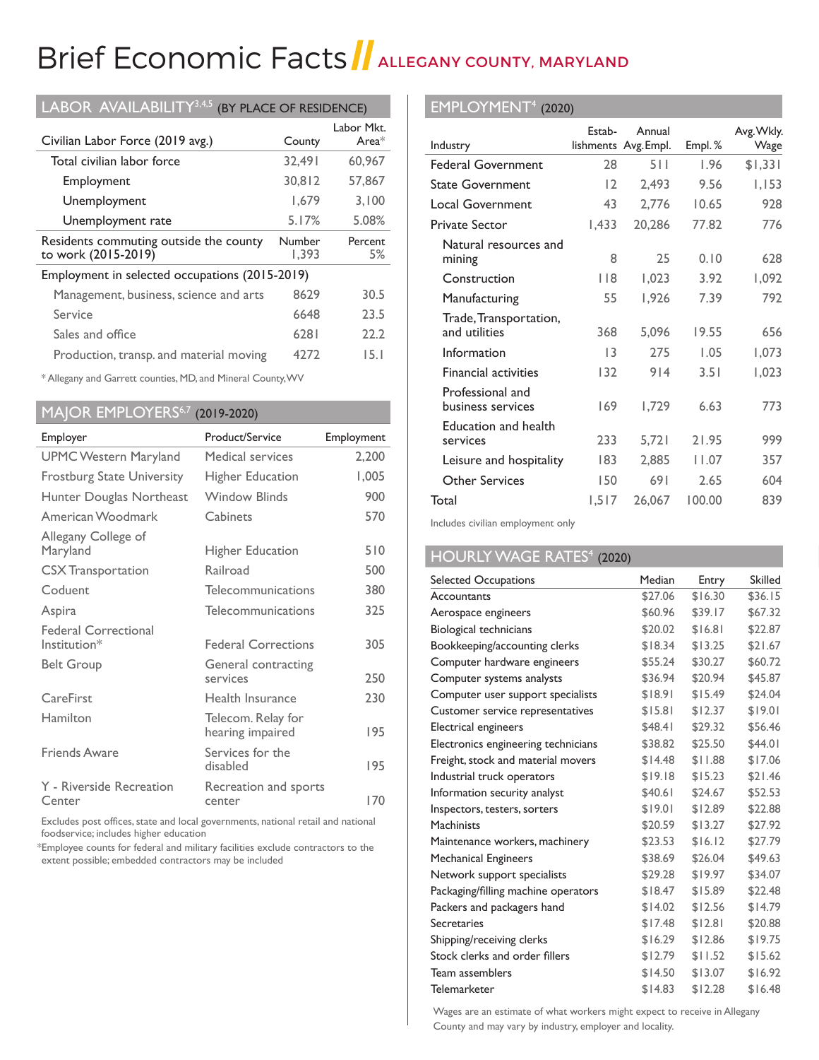# Brief Economic Facts // ALLEGANY COUNTY, MARYLAND

## LABOR AVAILABILITY[3,4,5] (BY PLACE OF RESIDENCE)

| Civilian Labor Force (2019 avg.) | County | Labor Mkt. Area* |
|---|---|---|
| Total civilian labor force | 32,491 | 60,967 |
| Employment | 30,812 | 57,867 |
| Unemployment | 1,679 | 3,100 |
| Unemployment rate | 5.17% | 5.08% |

| Residents commuting outside the county to work (2015-2019) | Number | Percent |
|---|---|---|
| | 1,393 | 5% |

| Employment in selected occupations (2015-2019) | | |
|---|---|---|
| Management, business, science and arts | 8629 | 30.5 |
| Service | 6648 | 23.5 |
| Sales and office | 6281 | 22.2 |
| Production, transp. and material moving | 4272 | 15.1 |

* Allegany and Garrett counties, MD, and Mineral County, WV

## MAJOR EMPLOYERS[6,7] (2019-2020)

| Employer | Product/Service | Employment |
|---|---|---|
| UPMC Western Maryland | Medical services | 2,200 |
| Frostburg State University | Higher Education | 1,005 |
| Hunter Douglas Northeast | Window Blinds | 900 |
| American Woodmark | Cabinets | 570 |
| Allegany College of Maryland | Higher Education | 510 |
| CSX Transportation | Railroad | 500 |
| Coduent | Telecommunications | 380 |
| Aspira | Telecommunications | 325 |
| Federal Correctional Institution* | Federal Corrections | 305 |
| Belt Group | General contracting services | 250 |
| CareFirst | Health Insurance | 230 |
| Hamilton | Telecom. Relay for hearing impaired | 195 |
| Friends Aware | Services for the disabled | 195 |
| Y - Riverside Recreation Center | Recreation and sports center | 170 |

Excludes post offices, state and local governments, national retail and national foodservice; includes higher education

*Employee counts for federal and military facilities exclude contractors to the extent possible; embedded contractors may be included

## EMPLOYMENT[4] (2020)

| Industry | Establishments | Annual Avg. Empl. | Empl. % | Avg. Wkly. Wage |
|---|---|---|---|---|
| Federal Government | 28 | 511 | 1.96 | $1,331 |
| State Government | 12 | 2,493 | 9.56 | 1,153 |
| Local Government | 43 | 2,776 | 10.65 | 928 |
| Private Sector | 1,433 | 20,286 | 77.82 | 776 |
| Natural resources and mining | 8 | 25 | 0.10 | 628 |
| Construction | 118 | 1,023 | 3.92 | 1,092 |
| Manufacturing | 55 | 1,926 | 7.39 | 792 |
| Trade, Transportation, and utilities | 368 | 5,096 | 19.55 | 656 |
| Information | 13 | 275 | 1.05 | 1,073 |
| Financial activities | 132 | 914 | 3.51 | 1,023 |
| Professional and business services | 169 | 1,729 | 6.63 | 773 |
| Education and health services | 233 | 5,721 | 21.95 | 999 |
| Leisure and hospitality | 183 | 2,885 | 11.07 | 357 |
| Other Services | 150 | 691 | 2.65 | 604 |
| Total | 1,517 | 26,067 | 100.00 | 839 |

Includes civilian employment only

## HOURLY WAGE RATES[4] (2020)

| Selected Occupations | Median | Entry | Skilled |
|---|---|---|---|
| Accountants | $27.06 | $16.30 | $36.15 |
| Aerospace engineers | $60.96 | $39.17 | $67.32 |
| Biological technicians | $20.02 | $16.81 | $22.87 |
| Bookkeeping/accounting clerks | $18.34 | $13.25 | $21.67 |
| Computer hardware engineers | $55.24 | $30.27 | $60.72 |
| Computer systems analysts | $36.94 | $20.94 | $45.87 |
| Computer user support specialists | $18.91 | $15.49 | $24.04 |
| Customer service representatives | $15.81 | $12.37 | $19.01 |
| Electrical engineers | $48.41 | $29.32 | $56.46 |
| Electronics engineering technicians | $38.82 | $25.50 | $44.01 |
| Freight, stock and material movers | $14.48 | $11.88 | $17.06 |
| Industrial truck operators | $19.18 | $15.23 | $21.46 |
| Information security analyst | $40.61 | $24.67 | $52.53 |
| Inspectors, testers, sorters | $19.01 | $12.89 | $22.88 |
| Machinists | $20.59 | $13.27 | $27.92 |
| Maintenance workers, machinery | $23.53 | $16.12 | $27.79 |
| Mechanical Engineers | $38.69 | $26.04 | $49.63 |
| Network support specialists | $29.28 | $19.97 | $34.07 |
| Packaging/filling machine operators | $18.47 | $15.89 | $22.48 |
| Packers and packagers hand | $14.02 | $12.56 | $14.79 |
| Secretaries | $17.48 | $12.81 | $20.88 |
| Shipping/receiving clerks | $16.29 | $12.86 | $19.75 |
| Stock clerks and order fillers | $12.79 | $11.52 | $15.62 |
| Team assemblers | $14.50 | $13.07 | $16.92 |
| Telemarketer | $14.83 | $12.28 | $16.48 |

Wages are an estimate of what workers might expect to receive in Allegany County and may vary by industry, employer and locality.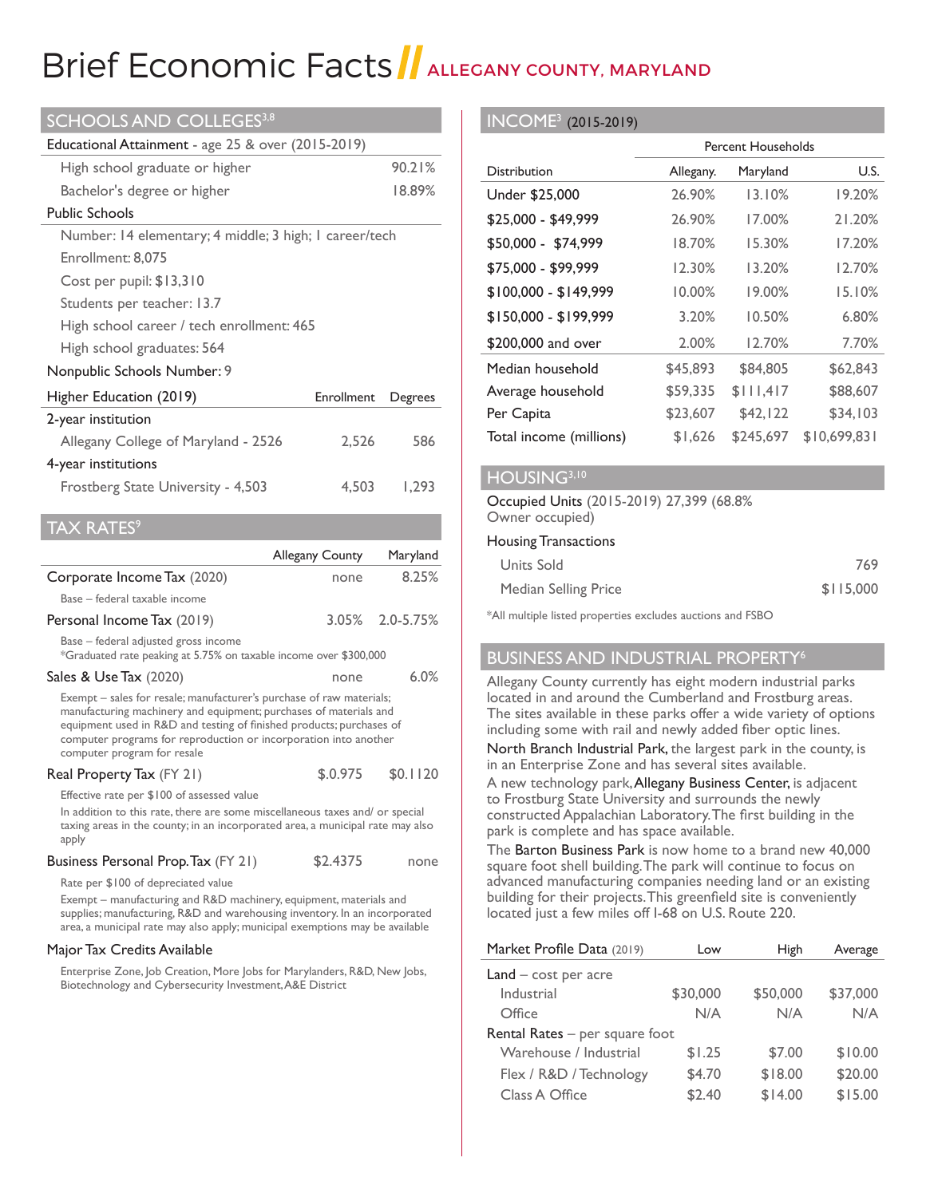# Brief Economic Facts // ALLEGANY COUNTY, MARYLAND

## SCHOOLS AND COLLEGES[3,8]

| Educational Attainment - age 25 & over (2015-2019) | |
|---|---|
| High school graduate or higher | 90.21% |
| Bachelor's degree or higher | 18.89% |

**Public Schools**

- Number: 14 elementary; 4 middle; 3 high; 1 career/tech
- Enrollment: 8,075
- Cost per pupil: $13,310
- Students per teacher: 13.7
- High school career / tech enrollment: 465
- High school graduates: 564

**Nonpublic Schools Number:** 9

| Higher Education (2019) | Enrollment | Degrees |
|---|---|---|
| 2-year institution | | |
| Allegany College of Maryland - 2526 | 2,526 | 586 |
| 4-year institutions | | |
| Frostberg State University - 4,503 | 4,503 | 1,293 |

## TAX RATES[9]

| | Allegany County | Maryland |
|---|---|---|
| Corporate Income Tax (2020) | none | 8.25% |
| Base – federal taxable income | | |
| Personal Income Tax (2019) | 3.05% | 2.0-5.75% |
| Base – federal adjusted gross income *Graduated rate peaking at 5.75% on taxable income over $300,000 | | |
| Sales & Use Tax (2020) | none | 6.0% |
| Exempt – sales for resale; manufacturer's purchase of raw materials; manufacturing machinery and equipment; purchases of materials and equipment used in R&D and testing of finished products; purchases of computer programs for reproduction or incorporation into another computer program for resale | | |
| Real Property Tax (FY 21) | $.0.975 | $0.1120 |
| Effective rate per $100 of assessed value. In addition to this rate, there are some miscellaneous taxes and/ or special taxing areas in the county; in an incorporated area, a municipal rate may also apply | | |
| Business Personal Prop. Tax (FY 21) | $2.4375 | none |
| Rate per $100 of depreciated value. Exempt – manufacturing and R&D machinery, equipment, materials and supplies; manufacturing, R&D and warehousing inventory. In an incorporated area, a municipal rate may also apply; municipal exemptions may be available | | |

**Major Tax Credits Available**

Enterprise Zone, Job Creation, More Jobs for Marylanders, R&D, New Jobs, Biotechnology and Cybersecurity Investment, A&E District

## INCOME[3] (2015-2019)

| | Percent Households | | |
|---|---|---|---|
| Distribution | Allegany. | Maryland | U.S. |
| Under $25,000 | 26.90% | 13.10% | 19.20% |
| $25,000 - $49,999 | 26.90% | 17.00% | 21.20% |
| $50,000 - $74,999 | 18.70% | 15.30% | 17.20% |
| $75,000 - $99,999 | 12.30% | 13.20% | 12.70% |
| $100,000 - $149,999 | 10.00% | 19.00% | 15.10% |
| $150,000 - $199,999 | 3.20% | 10.50% | 6.80% |
| $200,000 and over | 2.00% | 12.70% | 7.70% |
| Median household | $45,893 | $84,805 | $62,843 |
| Average household | $59,335 | $111,417 | $88,607 |
| Per Capita | $23,607 | $42,122 | $34,103 |
| Total income (millions) | $1,626 | $245,697 | $10,699,831 |

## HOUSING[3,10]

Occupied Units (2015-2019) 27,399 (68.8% Owner occupied)

| Housing Transactions | |
|---|---|
| Units Sold | 769 |
| Median Selling Price | $115,000 |

*All multiple listed properties excludes auctions and FSBO

## BUSINESS AND INDUSTRIAL PROPERTY[6]

Allegany County currently has eight modern industrial parks located in and around the Cumberland and Frostburg areas. The sites available in these parks offer a wide variety of options including some with rail and newly added fiber optic lines.

North Branch Industrial Park, the largest park in the county, is in an Enterprise Zone and has several sites available.

A new technology park, Allegany Business Center, is adjacent to Frostburg State University and surrounds the newly constructed Appalachian Laboratory. The first building in the park is complete and has space available.

The Barton Business Park is now home to a brand new 40,000 square foot shell building. The park will continue to focus on advanced manufacturing companies needing land or an existing building for their projects. This greenfield site is conveniently located just a few miles off I-68 on U.S. Route 220.

| Market Profile Data (2019) | Low | High | Average |
|---|---|---|---|
| Land – cost per acre | | | |
| Industrial | $30,000 | $50,000 | $37,000 |
| Office | N/A | N/A | N/A |
| Rental Rates – per square foot | | | |
| Warehouse / Industrial | $1.25 | $7.00 | $10.00 |
| Flex / R&D / Technology | $4.70 | $18.00 | $20.00 |
| Class A Office | $2.40 | $14.00 | $15.00 |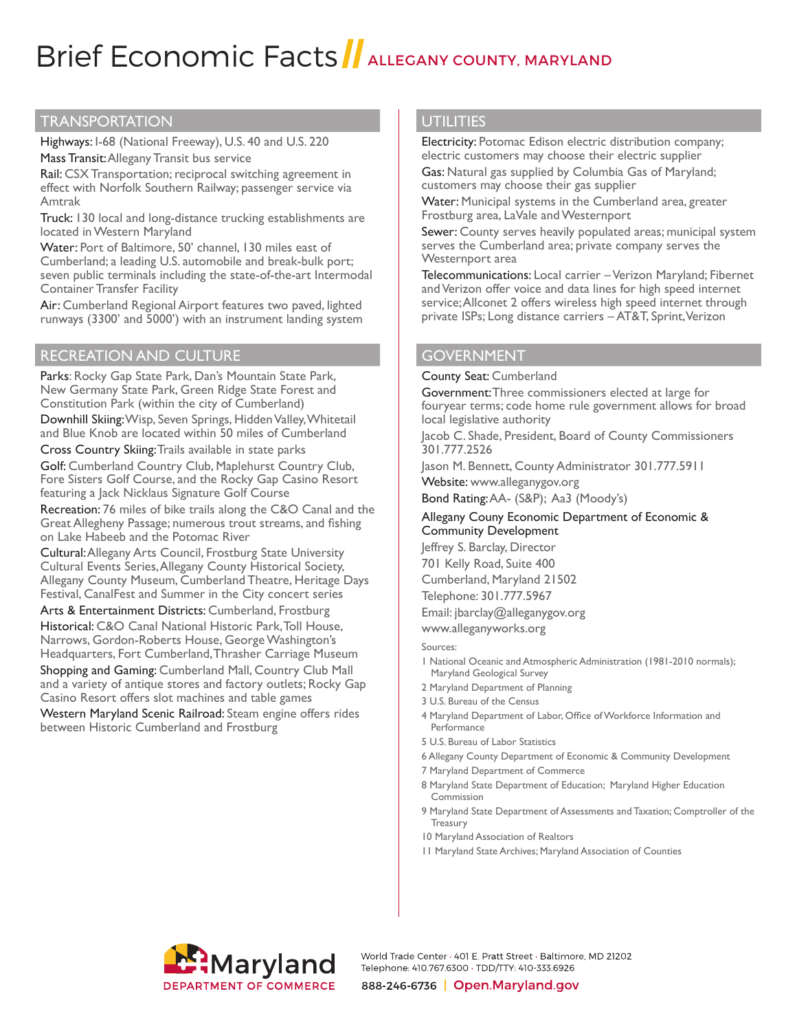# Brief Economic Facts // ALLEGANY COUNTY, MARYLAND

## TRANSPORTATION

**Highways:** I-68 (National Freeway), U.S. 40 and U.S. 220

**Mass Transit:** Allegany Transit bus service

**Rail:** CSX Transportation; reciprocal switching agreement in effect with Norfolk Southern Railway; passenger service via Amtrak

**Truck:** 130 local and long-distance trucking establishments are located in Western Maryland

**Water:** Port of Baltimore, 50' channel, 130 miles east of Cumberland; a leading U.S. automobile and break-bulk port; seven public terminals including the state-of-the-art Intermodal Container Transfer Facility

**Air:** Cumberland Regional Airport features two paved, lighted runways (3300' and 5000') with an instrument landing system

## RECREATION AND CULTURE

**Parks**: Rocky Gap State Park, Dan's Mountain State Park, New Germany State Park, Green Ridge State Forest and Constitution Park (within the city of Cumberland)

**Downhill Skiing:** Wisp, Seven Springs, Hidden Valley, Whitetail and Blue Knob are located within 50 miles of Cumberland

**Cross Country Skiing:** Trails available in state parks

**Golf:** Cumberland Country Club, Maplehurst Country Club, Fore Sisters Golf Course, and the Rocky Gap Casino Resort featuring a Jack Nicklaus Signature Golf Course

**Recreation:** 76 miles of bike trails along the C&O Canal and the Great Allegheny Passage; numerous trout streams, and fishing on Lake Habeeb and the Potomac River

**Cultural:** Allegany Arts Council, Frostburg State University Cultural Events Series, Allegany County Historical Society, Allegany County Museum, Cumberland Theatre, Heritage Days Festival, CanalFest and Summer in the City concert series

**Arts & Entertainment Districts:** Cumberland, Frostburg

**Historical:** C&O Canal National Historic Park, Toll House, Narrows, Gordon-Roberts House, George Washington's Headquarters, Fort Cumberland, Thrasher Carriage Museum

**Shopping and Gaming:** Cumberland Mall, Country Club Mall and a variety of antique stores and factory outlets; Rocky Gap Casino Resort offers slot machines and table games

**Western Maryland Scenic Railroad:** Steam engine offers rides between Historic Cumberland and Frostburg

## UTILITIES

**Electricity:** Potomac Edison electric distribution company; electric customers may choose their electric supplier

**Gas:** Natural gas supplied by Columbia Gas of Maryland; customers may choose their gas supplier

**Water:** Municipal systems in the Cumberland area, greater Frostburg area, LaVale and Westernport

**Sewer:** County serves heavily populated areas; municipal system serves the Cumberland area; private company serves the Westernport area

**Telecommunications:** Local carrier – Verizon Maryland; Fibernet and Verizon offer voice and data lines for high speed internet service; Allconet 2 offers wireless high speed internet through private ISPs; Long distance carriers – AT&T, Sprint, Verizon

## GOVERNMENT

**County Seat:** Cumberland

**Government:** Three commissioners elected at large for fouryear terms; code home rule government allows for broad local legislative authority

Jacob C. Shade, President, Board of County Commissioners 301.777.2526

Jason M. Bennett, County Administrator 301.777.5911

**Website:** www.alleganygov.org

**Bond Rating:** AA- (S&P); Aa3 (Moody's)

**Allegany Couny Economic Department of Economic & Community Development**

Jeffrey S. Barclay, Director

701 Kelly Road, Suite 400

Cumberland, Maryland 21502

Telephone: 301.777.5967

Email: jbarclay@alleganygov.org

www.alleganyworks.org

Sources:

1 National Oceanic and Atmospheric Administration (1981-2010 normals); Maryland Geological Survey
2 Maryland Department of Planning
3 U.S. Bureau of the Census
4 Maryland Department of Labor, Office of Workforce Information and Performance
5 U.S. Bureau of Labor Statistics
6 Allegany County Department of Economic & Community Development
7 Maryland Department of Commerce
8 Maryland State Department of Education; Maryland Higher Education Commission
9 Maryland State Department of Assessments and Taxation; Comptroller of the Treasury
10 Maryland Association of Realtors
11 Maryland State Archives; Maryland Association of Counties

Maryland DEPARTMENT OF COMMERCE

World Trade Center · 401 E. Pratt Street · Baltimore, MD 21202
Telephone: 410.767.6300 · TDD/TTY: 410-333.6926

888-246-6736 | Open.Maryland.gov